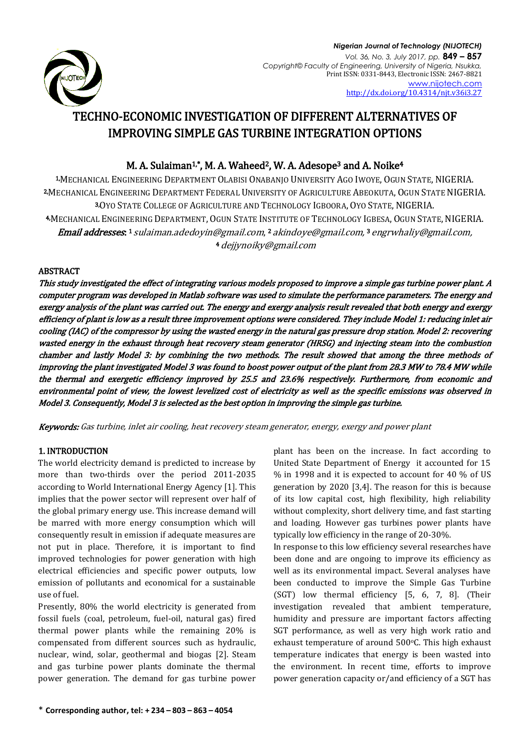# TECHNO-ECONOMIC INVESTIGATION OF DIFFERENT ALTERNATIVES OF IMPROVING SIMPLE GAS TURBINE INTEGRATION OPTIONS

**M. A. Sulaiman[1,\*], M. A. Waheed[2], W. A. Adesope[3] and A. Noike[4]**

[1,]MECHANICAL ENGINEERING DEPARTMENT OLABISI ONABANJO UNIVERSITY AGO IWOYE, OGUN STATE, NIGERIA.
[2,]MECHANICAL ENGINEERING DEPARTMENT FEDERAL UNIVERSITY OF AGRICULTURE ABEOKUTA, OGUN STATE NIGERIA.
[3,]OYO STATE COLLEGE OF AGRICULTURE AND TECHNOLOGY IGBOORA, OYO STATE, NIGERIA.
[4,]MECHANICAL ENGINEERING DEPARTMENT, OGUN STATE INSTITUTE OF TECHNOLOGY IGBESA, OGUN STATE, NIGERIA.

***Email addresses:*** [1] *sulaiman.adedoyin@gmail.com*, [2] *akindoye@gmail.com*, [3] *engrwhaliy@gmail.com*, [4] *dejjynoiky@gmail.com*

## ABSTRACT

***This study investigated the effect of integrating various models proposed to improve a simple gas turbine power plant. A computer program was developed in Matlab software was used to simulate the performance parameters. The energy and exergy analysis of the plant was carried out. The energy and exergy analysis result revealed that both energy and exergy efficiency of plant is low as a result three improvement options were considered. They include Model 1: reducing inlet air cooling (IAC) of the compressor by using the wasted energy in the natural gas pressure drop station. Model 2: recovering wasted energy in the exhaust through heat recovery steam generator (HRSG) and injecting steam into the combustion chamber and lastly Model 3: by combining the two methods. The result showed that among the three methods of improving the plant investigated Model 3 was found to boost power output of the plant from 28.3 MW to 78.4 MW while the thermal and exergetic efficiency improved by 25.5 and 23.6% respectively. Furthermore, from economic and environmental point of view, the lowest levelized cost of electricity as well as the specific emissions was observed in Model 3. Consequently, Model 3 is selected as the best option in improving the simple gas turbine.***

***Keywords:*** *Gas turbine, inlet air cooling, heat recovery steam generator, energy, exergy and power plant*

## 1. INTRODUCTION

The world electricity demand is predicted to increase by more than two-thirds over the period 2011-2035 according to World International Energy Agency [1]. This implies that the power sector will represent over half of the global primary energy use. This increase demand will be marred with more energy consumption which will consequently result in emission if adequate measures are not put in place. Therefore, it is important to find improved technologies for power generation with high electrical efficiencies and specific power outputs, low emission of pollutants and economical for a sustainable use of fuel.

Presently, 80% the world electricity is generated from fossil fuels (coal, petroleum, fuel-oil, natural gas) fired thermal power plants while the remaining 20% is compensated from different sources such as hydraulic, nuclear, wind, solar, geothermal and biogas [2]. Steam and gas turbine power plants dominate the thermal power generation. The demand for gas turbine power plant has been on the increase. In fact according to United State Department of Energy it accounted for 15 % in 1998 and it is expected to account for 40 % of US generation by 2020 [3,4]. The reason for this is because of its low capital cost, high flexibility, high reliability without complexity, short delivery time, and fast starting and loading. However gas turbines power plants have typically low efficiency in the range of 20-30%.

In response to this low efficiency several researches have been done and are ongoing to improve its efficiency as well as its environmental impact. Several analyses have been conducted to improve the Simple Gas Turbine (SGT) low thermal efficiency [5, 6, 7, 8]. (Their investigation revealed that ambient temperature, humidity and pressure are important factors affecting SGT performance, as well as very high work ratio and exhaust temperature of around 500$^{o}$C. This high exhaust temperature indicates that energy is been wasted into the environment. In recent time, efforts to improve power generation capacity or/and efficiency of a SGT has

\* **Corresponding author, tel: + 234 – 803 – 863 – 4054**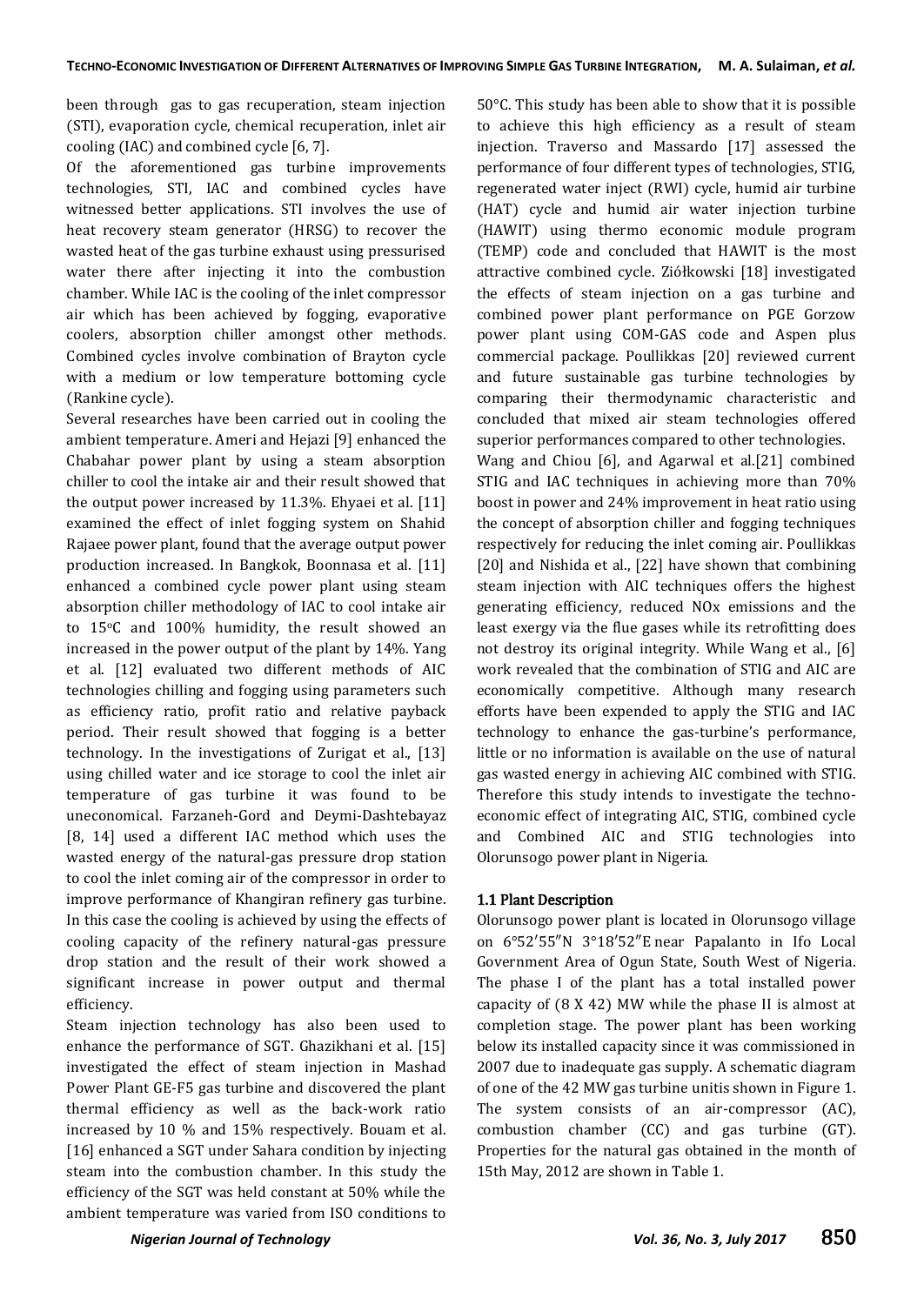been through gas to gas recuperation, steam injection (STI), evaporation cycle, chemical recuperation, inlet air cooling (IAC) and combined cycle [6, 7].

Of the aforementioned gas turbine improvements technologies, STI, IAC and combined cycles have witnessed better applications. STI involves the use of heat recovery steam generator (HRSG) to recover the wasted heat of the gas turbine exhaust using pressurised water there after injecting it into the combustion chamber. While IAC is the cooling of the inlet compressor air which has been achieved by fogging, evaporative coolers, absorption chiller amongst other methods. Combined cycles involve combination of Brayton cycle with a medium or low temperature bottoming cycle (Rankine cycle).

Several researches have been carried out in cooling the ambient temperature. Ameri and Hejazi [9] enhanced the Chabahar power plant by using a steam absorption chiller to cool the intake air and their result showed that the output power increased by 11.3%. Ehyaei et al. [11] examined the effect of inlet fogging system on Shahid Rajaee power plant, found that the average output power production increased. In Bangkok, Boonnasa et al. [11] enhanced a combined cycle power plant using steam absorption chiller methodology of IAC to cool intake air to 15°C and 100% humidity, the result showed an increased in the power output of the plant by 14%. Yang et al. [12] evaluated two different methods of AIC technologies chilling and fogging using parameters such as efficiency ratio, profit ratio and relative payback period. Their result showed that fogging is a better technology. In the investigations of Zurigat et al., [13] using chilled water and ice storage to cool the inlet air temperature of gas turbine it was found to be uneconomical. Farzaneh-Gord and Deymi-Dashtebayaz [8, 14] used a different IAC method which uses the wasted energy of the natural-gas pressure drop station to cool the inlet coming air of the compressor in order to improve performance of Khangiran refinery gas turbine. In this case the cooling is achieved by using the effects of cooling capacity of the refinery natural-gas pressure drop station and the result of their work showed a significant increase in power output and thermal efficiency.

Steam injection technology has also been used to enhance the performance of SGT. Ghazikhani et al. [15] investigated the effect of steam injection in Mashad Power Plant GE-F5 gas turbine and discovered the plant thermal efficiency as well as the back-work ratio increased by 10 % and 15% respectively. Bouam et al. [16] enhanced a SGT under Sahara condition by injecting steam into the combustion chamber. In this study the efficiency of the SGT was held constant at 50% while the ambient temperature was varied from ISO conditions to 50°C. This study has been able to show that it is possible to achieve this high efficiency as a result of steam injection. Traverso and Massardo [17] assessed the performance of four different types of technologies, STIG, regenerated water inject (RWI) cycle, humid air turbine (HAT) cycle and humid air water injection turbine (HAWIT) using thermo economic module program (TEMP) code and concluded that HAWIT is the most attractive combined cycle. Ziółkowski [18] investigated the effects of steam injection on a gas turbine and combined power plant performance on PGE Gorzow power plant using COM-GAS code and Aspen plus commercial package. Poullikkas [20] reviewed current and future sustainable gas turbine technologies by comparing their thermodynamic characteristic and concluded that mixed air steam technologies offered superior performances compared to other technologies.

Wang and Chiou [6], and Agarwal et al.[21] combined STIG and IAC techniques in achieving more than 70% boost in power and 24% improvement in heat ratio using the concept of absorption chiller and fogging techniques respectively for reducing the inlet coming air. Poullikkas [20] and Nishida et al., [22] have shown that combining steam injection with AIC techniques offers the highest generating efficiency, reduced NOx emissions and the least exergy via the flue gases while its retrofitting does not destroy its original integrity. While Wang et al., [6] work revealed that the combination of STIG and AIC are economically competitive. Although many research efforts have been expended to apply the STIG and IAC technology to enhance the gas-turbine's performance, little or no information is available on the use of natural gas wasted energy in achieving AIC combined with STIG. Therefore this study intends to investigate the techno-economic effect of integrating AIC, STIG, combined cycle and Combined AIC and STIG technologies into Olorunsogo power plant in Nigeria.

### 1.1 Plant Description

Olorunsogo power plant is located in Olorunsogo village on 6°52′55″N 3°18′52″E near Papalanto in Ifo Local Government Area of Ogun State, South West of Nigeria. The phase I of the plant has a total installed power capacity of (8 X 42) MW while the phase II is almost at completion stage. The power plant has been working below its installed capacity since it was commissioned in 2007 due to inadequate gas supply. A schematic diagram of one of the 42 MW gas turbine unitis shown in Figure 1. The system consists of an air-compressor (AC), combustion chamber (CC) and gas turbine (GT). Properties for the natural gas obtained in the month of 15th May, 2012 are shown in Table 1.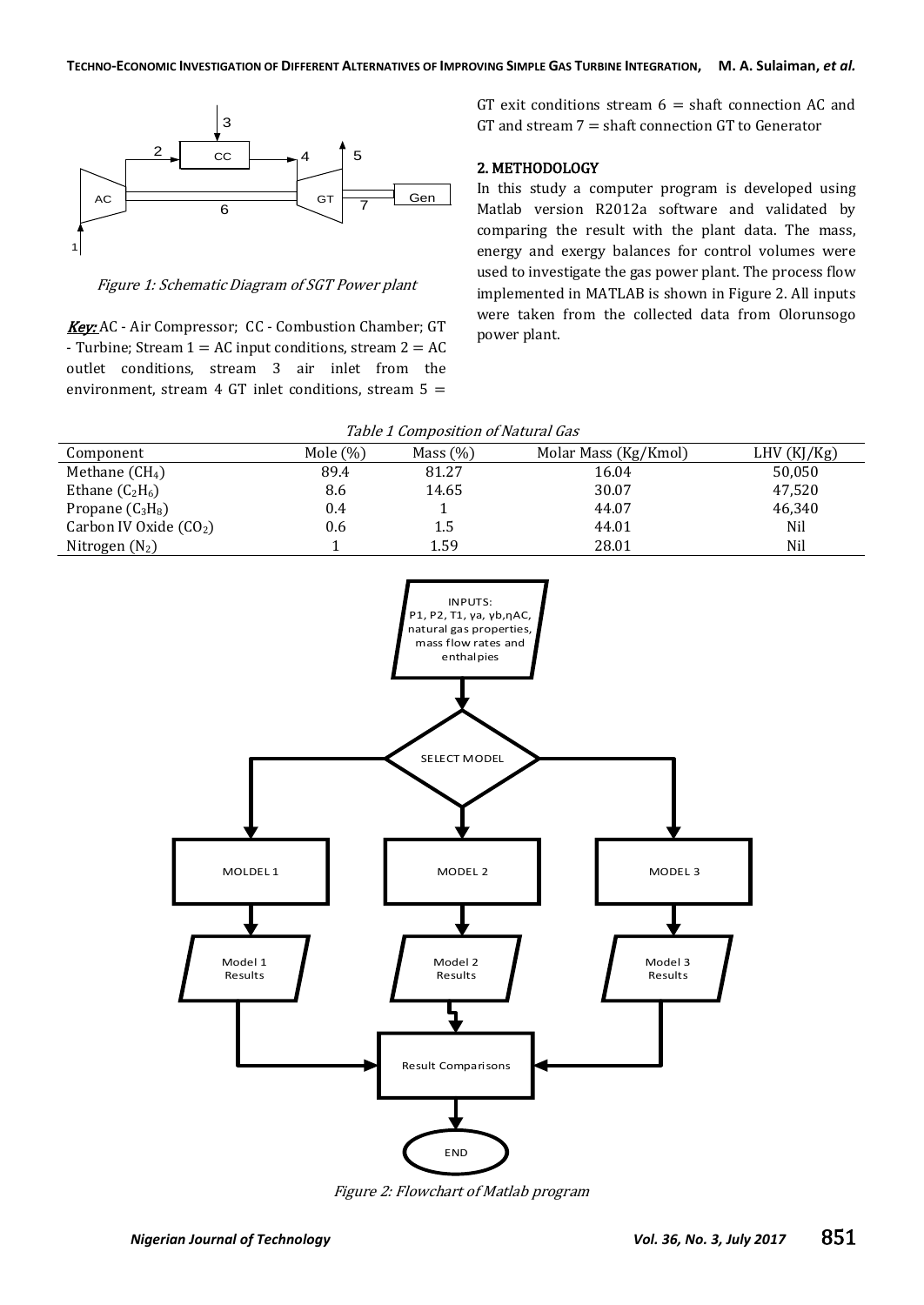Figure 1: Schematic Diagram of SGT Power plant

***Key:*** AC - Air Compressor; CC - Combustion Chamber; GT - Turbine; Stream 1 = AC input conditions, stream 2 = AC outlet conditions, stream 3 air inlet from the environment, stream 4 GT inlet conditions, stream 5 = GT exit conditions stream 6 = shaft connection AC and GT and stream 7 = shaft connection GT to Generator

## 2. METHODOLOGY

In this study a computer program is developed using Matlab version R2012a software and validated by comparing the result with the plant data. The mass, energy and exergy balances for control volumes were used to investigate the gas power plant. The process flow implemented in MATLAB is shown in Figure 2. All inputs were taken from the collected data from Olorunsogo power plant.

*Table 1 Composition of Natural Gas*

| Component | Mole (%) | Mass (%) | Molar Mass (Kg/Kmol) | LHV (KJ/Kg) |
|---|---|---|---|---|
| Methane ($CH_4$) | 89.4 | 81.27 | 16.04 | 50,050 |
| Ethane ($C_2H_6$) | 8.6 | 14.65 | 30.07 | 47,520 |
| Propane ($C_3H_8$) | 0.4 | 1 | 44.07 | 46,340 |
| Carbon IV Oxide ($CO_2$) | 0.6 | 1.5 | 44.01 | Nil |
| Nitrogen ($N_2$) | 1 | 1.59 | 28.01 | Nil |

*Figure 2: Flowchart of Matlab program*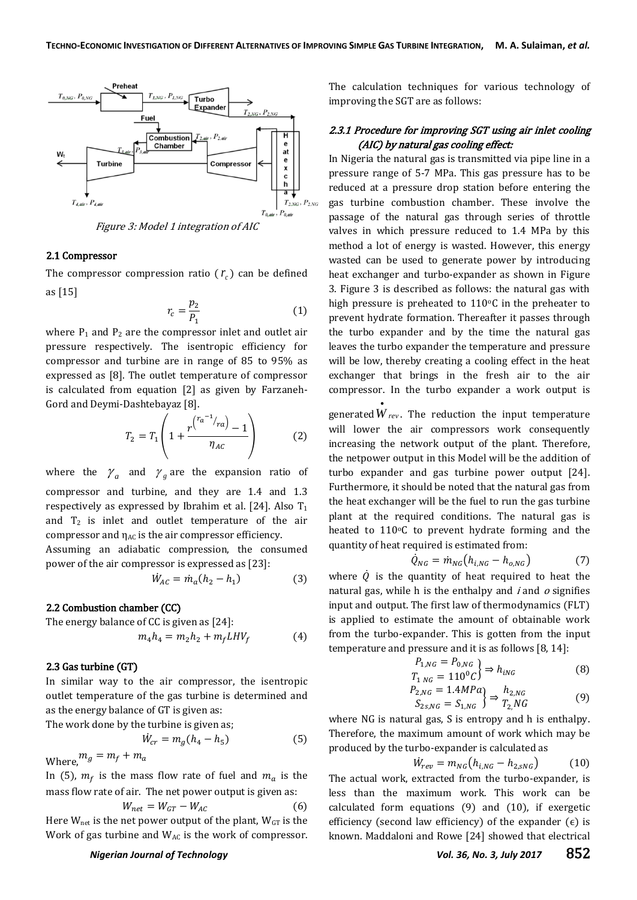Figure 3: Model 1 integration of AIC

### 2.1 Compressor

The compressor compression ratio ($r_c$) can be defined as [15]

$$r_c = \frac{p_2}{P_1} \tag{1}$$

where $P_1$ and $P_2$ are the compressor inlet and outlet air pressure respectively. The isentropic efficiency for compressor and turbine are in range of 85 to 95% as expressed as [8]. The outlet temperature of compressor is calculated from equation [2] as given by Farzaneh-Gord and Deymi-Dashtebayaz [8].

$$T_2 = T_1\left(1 + \frac{r^{\left(r_a - 1/r_a\right)} - 1}{\eta_{AC}}\right) \tag{2}$$

where the $\gamma_a$ and $\gamma_g$ are the expansion ratio of compressor and turbine, and they are 1.4 and 1.3 respectively as expressed by Ibrahim et al. [24]. Also $T_1$ and $T_2$ is inlet and outlet temperature of the air compressor and $\eta_{AC}$ is the air compressor efficiency.

Assuming an adiabatic compression, the consumed power of the air compressor is expressed as [23]:

$$\dot{W}_{AC} = \dot{m}_a(h_2 - h_1) \tag{3}$$

### 2.2 Combustion chamber (CC)

The energy balance of CC is given as [24]:

$$m_4 h_4 = m_2 h_2 + m_f LHV_f \tag{4}$$

### 2.3 Gas turbine (GT)

In similar way to the air compressor, the isentropic outlet temperature of the gas turbine is determined and as the energy balance of GT is given as:

The work done by the turbine is given as;

$$\dot{W}_{cr} = m_g(h_4 - h_5) \tag{5}$$

Where, $m_g = m_f + m_a$

In (5), $m_f$ is the mass flow rate of fuel and $m_a$ is the mass flow rate of air. The net power output is given as:

$$W_{net} = W_{GT} - W_{AC} \tag{6}$$

Here $W_{net}$ is the net power output of the plant, $W_{GT}$ is the Work of gas turbine and $W_{AC}$ is the work of compressor.

The calculation techniques for various technology of improving the SGT are as follows:

#### *2.3.1 Procedure for improving SGT using air inlet cooling (AIC) by natural gas cooling effect:*

In Nigeria the natural gas is transmitted via pipe line in a pressure range of 5-7 MPa. This gas pressure has to be reduced at a pressure drop station before entering the gas turbine combustion chamber. These involve the passage of the natural gas through series of throttle valves in which pressure reduced to 1.4 MPa by this method a lot of energy is wasted. However, this energy wasted can be used to generate power by introducing heat exchanger and turbo-expander as shown in Figure 3. Figure 3 is described as follows: the natural gas with high pressure is preheated to 110°C in the preheater to prevent hydrate formation. Thereafter it passes through the turbo expander and by the time the natural gas leaves the turbo expander the temperature and pressure will be low, thereby creating a cooling effect in the heat exchanger that brings in the fresh air to the air compressor. In the turbo expander a work output is generated $\dot{W}_{rev}$. The reduction the input temperature will lower the air compressors work consequently increasing the network output of the plant. Therefore, the netpower output in this Model will be the addition of turbo expander and gas turbine power output [24]. Furthermore, it should be noted that the natural gas from the heat exchanger will be the fuel to run the gas turbine plant at the required conditions. The natural gas is heated to 110°C to prevent hydrate forming and the quantity of heat required is estimated from:

$$\dot{Q}_{NG} = \dot{m}_{NG}\left(h_{i,NG} - h_{o,NG}\right) \tag{7}$$

where $\dot{Q}$ is the quantity of heat required to heat the natural gas, while h is the enthalpy and *i* and *o* signifies input and output. The first law of thermodynamics (FLT) is applied to estimate the amount of obtainable work from the turbo-expander. This is gotten from the input temperature and pressure and it is as follows [8, 14]:

$$\left.\begin{matrix} P_{1,NG} = P_{0,NG} \\ T_{1\ NG} = 110^0C \end{matrix}\right\} \Rightarrow h_{iNG} \tag{8}$$

$$\left.\begin{matrix} P_{2,NG} = 1.4MPa \\ S_{2s,NG} = S_{1,NG} \end{matrix}\right\} \Rightarrow \begin{matrix} h_{2,NG} \\ T_{2,}NG \end{matrix} \tag{9}$$

where NG is natural gas, S is entropy and h is enthalpy. Therefore, the maximum amount of work which may be produced by the turbo-expander is calculated as

$$\dot{W}_{rev} = m_{NG}\left(h_{i,NG} - h_{2,sNG}\right) \tag{10}$$

The actual work, extracted from the turbo-expander, is less than the maximum work. This work can be calculated form equations (9) and (10), if exergetic efficiency (second law efficiency) of the expander ($\epsilon$) is known. Maddaloni and Rowe [24] showed that electrical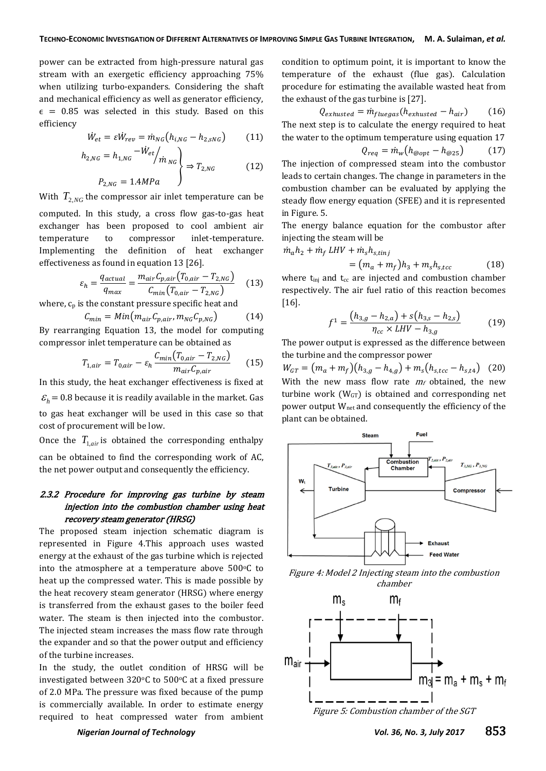power can be extracted from high-pressure natural gas stream with an exergetic efficiency approaching 75% when utilizing turbo-expanders. Considering the shaft and mechanical efficiency as well as generator efficiency, $\epsilon = 0.85$ was selected in this study. Based on this efficiency

$$\dot{W}_{et} = \varepsilon \dot{W}_{rev} = \dot{m}_{NG}(h_{i,NG} - h_{2,sNG}) \quad (11)$$

$$\left. \begin{array}{l} h_{2,NG} = h_{1,NG} - \dot{W}_{et} / \dot{m}_{NG} \\ P_{2,NG} = 1.4MPa \end{array} \right\} \Rightarrow T_{2,NG} \quad (12)$$

With $T_{2,NG}$ the compressor air inlet temperature can be computed. In this study, a cross flow gas-to-gas heat exchanger has been proposed to cool ambient air temperature to compressor inlet-temperature. Implementing the definition of heat exchanger effectiveness as found in equation 13 [26].

$$\varepsilon_h = \frac{q_{actual}}{q_{max}} = \frac{m_{air} C_{p,air}(T_{0,air} - T_{2,NG})}{C_{min}(T_{0,air} - T_{2,NG})} \quad (13)$$

where, $c_p$ is the constant pressure specific heat and

$$C_{min} = Min(m_{air} C_{p,air}, m_{NG} C_{p,NG}) \quad (14)$$

By rearranging Equation 13, the model for computing compressor inlet temperature can be obtained as

$$T_{1,air} = T_{0,air} - \varepsilon_h \frac{C_{min}(T_{0,air} - T_{2,NG})}{m_{air} C_{p,air}} \quad (15)$$

In this study, the heat exchanger effectiveness is fixed at $\varepsilon_h = 0.8$ because it is readily available in the market. Gas to gas heat exchanger will be used in this case so that cost of procurement will be low.

Once the $T_{1,air}$ is obtained the corresponding enthalpy can be obtained to find the corresponding work of AC, the net power output and consequently the efficiency.

### *2.3.2 Procedure for improving gas turbine by steam injection into the combustion chamber using heat recovery steam generator (HRSG)*

The proposed steam injection schematic diagram is represented in Figure 4.This approach uses wasted energy at the exhaust of the gas turbine which is rejected into the atmosphere at a temperature above 500°C to heat up the compressed water. This is made possible by the heat recovery steam generator (HRSG) where energy is transferred from the exhaust gases to the boiler feed water. The steam is then injected into the combustor. The injected steam increases the mass flow rate through the expander and so that the power output and efficiency of the turbine increases.

In the study, the outlet condition of HRSG will be investigated between 320°C to 500°C at a fixed pressure of 2.0 MPa. The pressure was fixed because of the pump is commercially available. In order to estimate energy required to heat compressed water from ambient condition to optimum point, it is important to know the temperature of the exhaust (flue gas). Calculation procedure for estimating the available wasted heat from the exhaust of the gas turbine is [27].

$$Q_{exhusted} = \dot{m}_{fluegas}(h_{exhusted} - h_{air}) \quad (16)$$

The next step is to calculate the energy required to heat the water to the optimum temperature using equation 17

$$Q_{req} = \dot{m}_w(h_{@opt} - h_{@25}) \quad (17)$$

The injection of compressed steam into the combustor leads to certain changes. The change in parameters in the combustion chamber can be evaluated by applying the steady flow energy equation (SFEE) and it is represented in Figure. 5.

The energy balance equation for the combustor after injecting the steam will be

$$\dot{m}_a h_2 + \dot{m}_f \, LHV + \dot{m}_s h_{s,tinj} = (m_a + m_f) h_3 + m_s h_{s,tcc} \quad (18)$$

where $t_{inj}$ and $t_{cc}$ are injected and combustion chamber respectively. The air fuel ratio of this reaction becomes [16].

$$f^1 = \frac{(h_{3,g} - h_{2,a}) + s(h_{3,s} - h_{2,s})}{\eta_{cc} \times LHV - h_{3,g}} \quad (19)$$

The power output is expressed as the difference between the turbine and the compressor power

$$W_{GT} = (m_a + m_f)(h_{3,g} - h_{4,g}) + m_s(h_{s,tcc} - h_{s,t4}) \quad (20)$$

With the new mass flow rate $m_f$ obtained, the new turbine work ($W_{GT}$) is obtained and corresponding net power output $W_{net}$ and consequently the efficiency of the plant can be obtained.

Figure 4: Model 2 Injecting steam into the combustion chamber

Figure 5: Combustion chamber of the SGT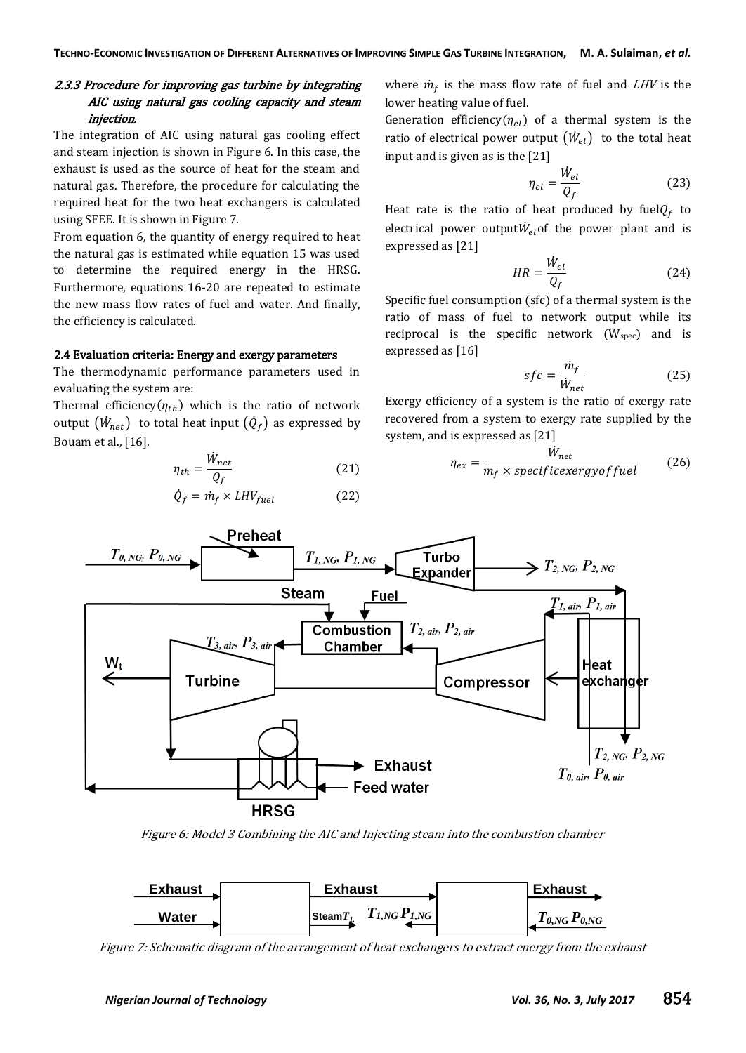### *2.3.3 Procedure for improving gas turbine by integrating AIC using natural gas cooling capacity and steam injection.*

The integration of AIC using natural gas cooling effect and steam injection is shown in Figure 6. In this case, the exhaust is used as the source of heat for the steam and natural gas. Therefore, the procedure for calculating the required heat for the two heat exchangers is calculated using SFEE. It is shown in Figure 7.

From equation 6, the quantity of energy required to heat the natural gas is estimated while equation 15 was used to determine the required energy in the HRSG. Furthermore, equations 16-20 are repeated to estimate the new mass flow rates of fuel and water. And finally, the efficiency is calculated.

## 2.4 Evaluation criteria: Energy and exergy parameters

The thermodynamic performance parameters used in evaluating the system are:

Thermal efficiency($\eta_{th}$) which is the ratio of network output ($\dot{W}_{net}$) to total heat input ($\dot{Q}_f$) as expressed by Bouam et al., [16].

$$\eta_{th} = \frac{\dot{W}_{net}}{Q_f} \qquad (21)$$

$$\dot{Q}_f = \dot{m}_f \times LHV_{fuel} \qquad (22)$$

where $\dot{m}_f$ is the mass flow rate of fuel and $LHV$ is the lower heating value of fuel.

Generation efficiency($\eta_{el}$) of a thermal system is the ratio of electrical power output ($\dot{W}_{el}$) to the total heat input and is given as is the [21]

$$\eta_{el} = \frac{\dot{W}_{el}}{Q_f} \qquad (23)$$

Heat rate is the ratio of heat produced by fuel$Q_f$ to electrical power output$\dot{W}_{el}$of the power plant and is expressed as [21]

$$HR = \frac{\dot{W}_{el}}{Q_f} \qquad (24)$$

Specific fuel consumption (sfc) of a thermal system is the ratio of mass of fuel to network output while its reciprocal is the specific network ($W_{spec}$) and is expressed as [16]

$$sfc = \frac{\dot{m}_f}{\dot{W}_{net}} \qquad (25)$$

Exergy efficiency of a system is the ratio of exergy rate recovered from a system to exergy rate supplied by the system, and is expressed as [21]

$$\eta_{ex} = \frac{\dot{W}_{net}}{m_f \times specificexergyoffuel} \qquad (26)$$

Figure 6: Model 3 Combining the AIC and Injecting steam into the combustion chamber

Figure 7: Schematic diagram of the arrangement of heat exchangers to extract energy from the exhaust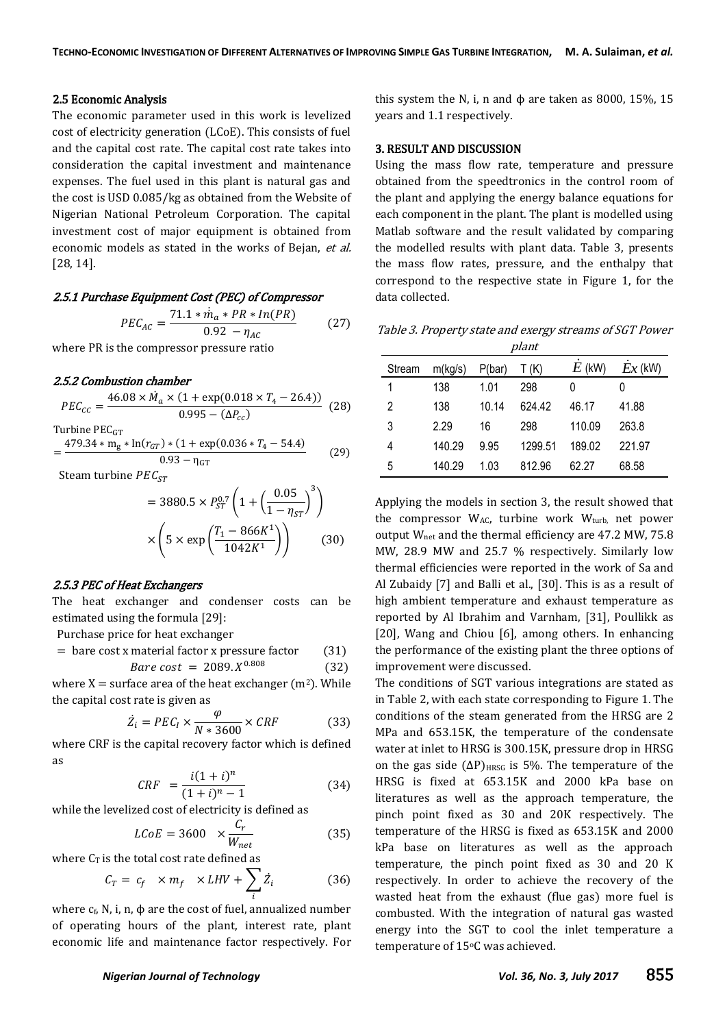### 2.5 Economic Analysis

The economic parameter used in this work is levelized cost of electricity generation (LCoE). This consists of fuel and the capital cost rate. The capital cost rate takes into consideration the capital investment and maintenance expenses. The fuel used in this plant is natural gas and the cost is USD 0.085/kg as obtained from the Website of Nigerian National Petroleum Corporation. The capital investment cost of major equipment is obtained from economic models as stated in the works of Bejan, *et al.* [28, 14].

#### 2.5.1 Purchase Equipment Cost (PEC) of Compressor

$$PEC_{AC} = \frac{71.1 * \dot{m}_a * PR * In(PR)}{0.92 - \eta_{AC}} \tag{27}$$

where PR is the compressor pressure ratio

#### 2.5.2 Combustion chamber

$$PEC_{CC} = \frac{46.08 \times \dot{M}_a \times (1 + \exp(0.018 \times T_4 - 26.4))}{0.995 - (\Delta P_{cc})} \tag{28}$$

Turbine $PEC_{GT}$

$$= \frac{479.34 * m_g * \ln(r_{GT}) * (1 + \exp(0.036 * T_4 - 54.4)}{0.93 - \eta_{GT}} \tag{29}$$

Steam turbine $PEC_{ST}$

$$= 3880.5 \times P_{ST}^{0.7}\left(1 + \left(\frac{0.05}{1 - \eta_{ST}}\right)^3\right) \times \left(5 \times \exp\left(\frac{T_1 - 866K^1}{1042K^1}\right)\right) \tag{30}$$

#### 2.5.3 PEC of Heat Exchangers

The heat exchanger and condenser costs can be estimated using the formula [29]:

Purchase price for heat exchanger

$$= \text{bare cost x material factor x pressure factor} \tag{31}$$

$$Bare\ cost = 2089.X^{0.808} \tag{32}$$

where X = surface area of the heat exchanger (m²). While the capital cost rate is given as

$$\dot{Z}_i = PEC_I \times \frac{\varphi}{N * 3600} \times CRF \tag{33}$$

where CRF is the capital recovery factor which is defined as

$$CRF = \frac{i(1+i)^n}{(1+i)^n - 1} \tag{34}$$

while the levelized cost of electricity is defined as

$$LCoE = 3600 \times \frac{C_r}{W_{net}} \tag{35}$$

where $C_T$ is the total cost rate defined as

$$C_T = c_f \times m_f \times LHV + \sum_i \dot{Z}_i \tag{36}$$

where $c_f$, N, i, n, ϕ are the cost of fuel, annualized number of operating hours of the plant, interest rate, plant economic life and maintenance factor respectively. For this system the N, i, n and ϕ are taken as 8000, 15%, 15 years and 1.1 respectively.

### 3. RESULT AND DISCUSSION

Using the mass flow rate, temperature and pressure obtained from the speedtronics in the control room of the plant and applying the energy balance equations for each component in the plant. The plant is modelled using Matlab software and the result validated by comparing the modelled results with plant data. Table 3, presents the mass flow rates, pressure, and the enthalpy that correspond to the respective state in Figure 1, for the data collected.

*Table 3. Property state and exergy streams of SGT Power plant*

| Stream | m(kg/s) | P(bar) | T (K) | $\dot{E}$ (kW) | $\dot{E}x$ (kW) |
|---|---|---|---|---|---|
| 1 | 138 | 1.01 | 298 | 0 | 0 |
| 2 | 138 | 10.14 | 624.42 | 46.17 | 41.88 |
| 3 | 2.29 | 16 | 298 | 110.09 | 263.8 |
| 4 | 140.29 | 9.95 | 1299.51 | 189.02 | 221.97 |
| 5 | 140.29 | 1.03 | 812.96 | 62.27 | 68.58 |

Applying the models in section 3, the result showed that the compressor $W_{AC}$, turbine work $W_{turb}$, net power output $W_{net}$ and the thermal efficiency are 47.2 MW, 75.8 MW, 28.9 MW and 25.7 % respectively. Similarly low thermal efficiencies were reported in the work of Sa and Al Zubaidy [7] and Balli et al., [30]. This is as a result of high ambient temperature and exhaust temperature as reported by Al Ibrahim and Varnham, [31], Poullikk as [20], Wang and Chiou [6], among others. In enhancing the performance of the existing plant the three options of improvement were discussed.

The conditions of SGT various integrations are stated as in Table 2, with each state corresponding to Figure 1. The conditions of the steam generated from the HRSG are 2 MPa and 653.15K, the temperature of the condensate water at inlet to HRSG is 300.15K, pressure drop in HRSG on the gas side $(\Delta P)_{HRSG}$ is 5%. The temperature of the HRSG is fixed at 653.15K and 2000 kPa base on literatures as well as the approach temperature, the pinch point fixed as 30 and 20K respectively. The temperature of the HRSG is fixed as 653.15K and 2000 kPa base on literatures as well as the approach temperature, the pinch point fixed as 30 and 20 K respectively. In order to achieve the recovery of the wasted heat from the exhaust (flue gas) more fuel is combusted. With the integration of natural gas wasted energy into the SGT to cool the inlet temperature a temperature of 15°C was achieved.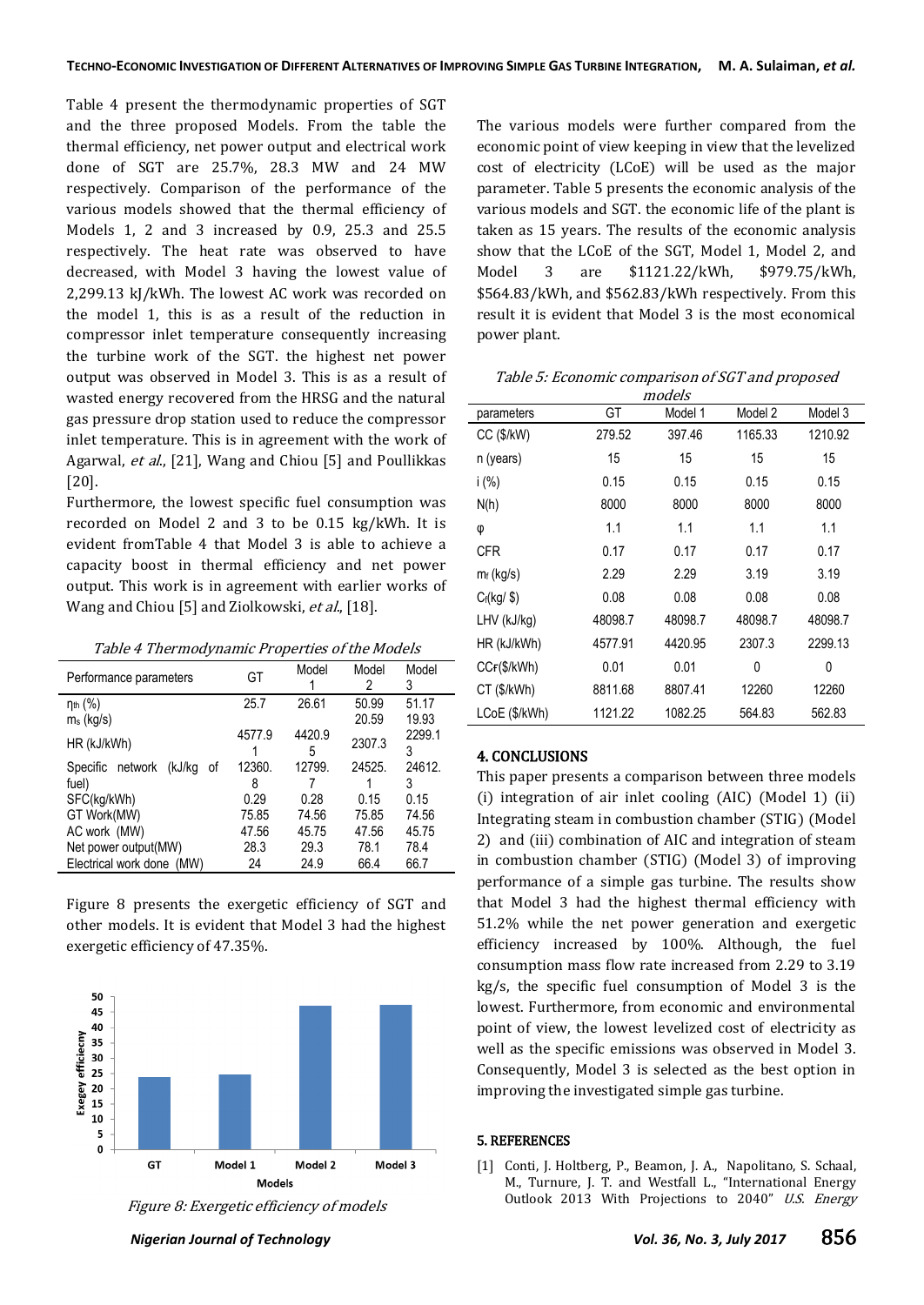Table 4 present the thermodynamic properties of SGT and the three proposed Models. From the table the thermal efficiency, net power output and electrical work done of SGT are 25.7%, 28.3 MW and 24 MW respectively. Comparison of the performance of the various models showed that the thermal efficiency of Models 1, 2 and 3 increased by 0.9, 25.3 and 25.5 respectively. The heat rate was observed to have decreased, with Model 3 having the lowest value of 2,299.13 kJ/kWh. The lowest AC work was recorded on the model 1, this is as a result of the reduction in compressor inlet temperature consequently increasing the turbine work of the SGT. the highest net power output was observed in Model 3. This is as a result of wasted energy recovered from the HRSG and the natural gas pressure drop station used to reduce the compressor inlet temperature. This is in agreement with the work of Agarwal, *et al.*, [21], Wang and Chiou [5] and Poullikkas [20].

Furthermore, the lowest specific fuel consumption was recorded on Model 2 and 3 to be 0.15 kg/kWh. It is evident fromTable 4 that Model 3 is able to achieve a capacity boost in thermal efficiency and net power output. This work is in agreement with earlier works of Wang and Chiou [5] and Ziolkowski, *et al.*, [18].

*Table 4 Thermodynamic Properties of the Models*

| Performance parameters | GT | Model 1 | Model 2 | Model 3 |
|---|---|---|---|---|
| $\eta_{th}$ (%) | 25.7 | 26.61 | 50.99 | 51.17 |
| $m_s$ (kg/s) | | | 20.59 | 19.93 |
| HR (kJ/kWh) | 4577.91 | 4420.95 | 2307.3 | 2299.13 |
| Specific network (kJ/kg of fuel) | 12360.8 | 12799.7 | 24525.1 | 24612.3 |
| SFC(kg/kWh) | 0.29 | 0.28 | 0.15 | 0.15 |
| GT Work(MW) | 75.85 | 74.56 | 75.85 | 74.56 |
| AC work (MW) | 47.56 | 45.75 | 47.56 | 45.75 |
| Net power output(MW) | 28.3 | 29.3 | 78.1 | 78.4 |
| Electrical work done (MW) | 24 | 24.9 | 66.4 | 66.7 |

Figure 8 presents the exergetic efficiency of SGT and other models. It is evident that Model 3 had the highest exergetic efficiency of 47.35%.

*Figure 8: Exergetic efficiency of models*

The various models were further compared from the economic point of view keeping in view that the levelized cost of electricity (LCoE) will be used as the major parameter. Table 5 presents the economic analysis of the various models and SGT. the economic life of the plant is taken as 15 years. The results of the economic analysis show that the LCoE of the SGT, Model 1, Model 2, and Model 3 are $1121.22/kWh, $979.75/kWh, $564.83/kWh, and $562.83/kWh respectively. From this result it is evident that Model 3 is the most economical power plant.

*Table 5: Economic comparison of SGT and proposed models*

| parameters | GT | Model 1 | Model 2 | Model 3 |
|---|---|---|---|---|
| CC ($/kW) | 279.52 | 397.46 | 1165.33 | 1210.92 |
| n (years) | 15 | 15 | 15 | 15 |
| i (%) | 0.15 | 0.15 | 0.15 | 0.15 |
| N(h) | 8000 | 8000 | 8000 | 8000 |
| φ | 1.1 | 1.1 | 1.1 | 1.1 |
| CFR | 0.17 | 0.17 | 0.17 | 0.17 |
| $m_f$ (kg/s) | 2.29 | 2.29 | 3.19 | 3.19 |
| $C_f$(kg/ $) | 0.08 | 0.08 | 0.08 | 0.08 |
| LHV (kJ/kg) | 48098.7 | 48098.7 | 48098.7 | 48098.7 |
| HR (kJ/kWh) | 4577.91 | 4420.95 | 2307.3 | 2299.13 |
| $CC_F$($/kWh) | 0.01 | 0.01 | 0 | 0 |
| CT ($/kWh) | 8811.68 | 8807.41 | 12260 | 12260 |
| LCoE ($/kWh) | 1121.22 | 1082.25 | 564.83 | 562.83 |

## 4. CONCLUSIONS

This paper presents a comparison between three models (i) integration of air inlet cooling (AIC) (Model 1) (ii) Integrating steam in combustion chamber (STIG) (Model 2) and (iii) combination of AIC and integration of steam in combustion chamber (STIG) (Model 3) of improving performance of a simple gas turbine. The results show that Model 3 had the highest thermal efficiency with 51.2% while the net power generation and exergetic efficiency increased by 100%. Although, the fuel consumption mass flow rate increased from 2.29 to 3.19 kg/s, the specific fuel consumption of Model 3 is the lowest. Furthermore, from economic and environmental point of view, the lowest levelized cost of electricity as well as the specific emissions was observed in Model 3. Consequently, Model 3 is selected as the best option in improving the investigated simple gas turbine.

## 5. REFERENCES

[1] Conti, J. Holtberg, P., Beamon, J. A., Napolitano, S. Schaal, M., Turnure, J. T. and Westfall L., "International Energy Outlook 2013 With Projections to 2040" *U.S. Energy*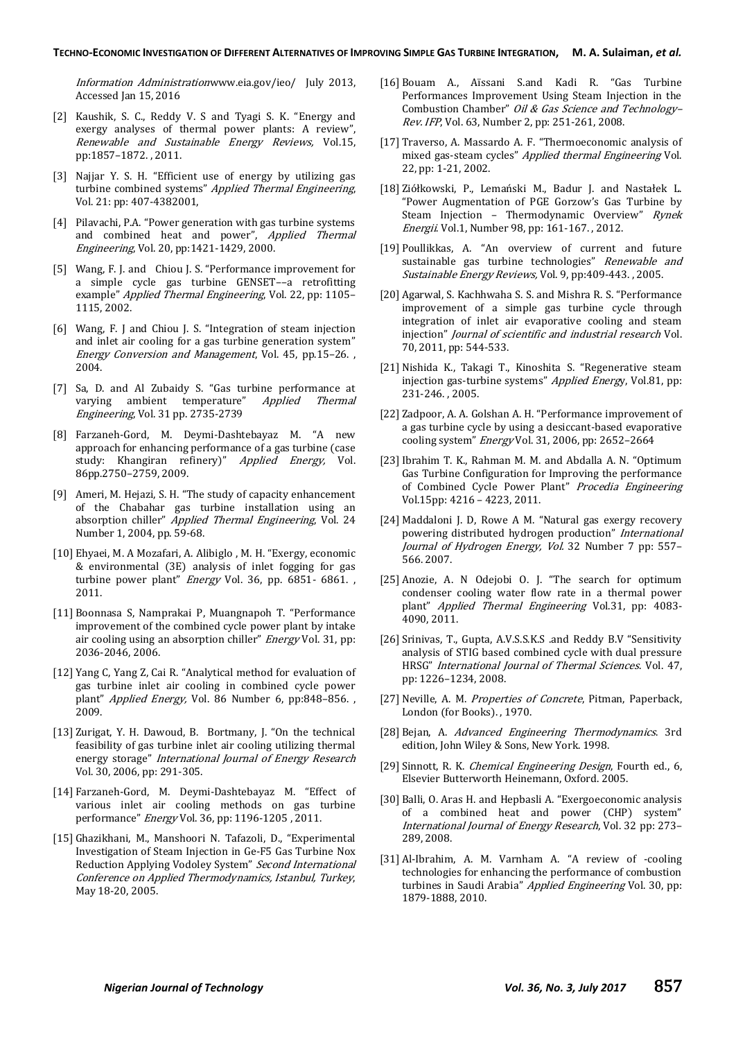*Information Administration*www.eia.gov/ieo/ July 2013, Accessed Jan 15, 2016

[2] Kaushik, S. C., Reddy V. S and Tyagi S. K. "Energy and exergy analyses of thermal power plants: A review", *Renewable and Sustainable Energy Reviews,* Vol.15, pp:1857–1872. , 2011.

[3] Najjar Y. S. H. "Efficient use of energy by utilizing gas turbine combined systems" *Applied Thermal Engineering*, Vol. 21: pp: 407-4382001,

[4] Pilavachi, P.A. "Power generation with gas turbine systems and combined heat and power", *Applied Thermal Engineering*, Vol. 20, pp:1421-1429, 2000.

[5] Wang, F. J. and Chiou J. S. "Performance improvement for a simple cycle gas turbine GENSET––a retrofitting example" *Applied Thermal Engineering*, Vol. 22, pp: 1105–1115, 2002.

[6] Wang, F. J and Chiou J. S. "Integration of steam injection and inlet air cooling for a gas turbine generation system" *Energy Conversion and Management*, Vol. 45, pp.15–26. , 2004.

[7] Sa, D. and Al Zubaidy S. "Gas turbine performance at varying ambient temperature" *Applied Thermal Engineering*, Vol. 31 pp. 2735-2739

[8] Farzaneh-Gord, M. Deymi-Dashtebayaz M. "A new approach for enhancing performance of a gas turbine (case study: Khangiran refinery)" *Applied Energy,* Vol. 86pp.2750–2759, 2009.

[9] Ameri, M. Hejazi, S. H. "The study of capacity enhancement of the Chabahar gas turbine installation using an absorption chiller" *Applied Thermal Engineering*, Vol. 24 Number 1, 2004, pp. 59-68.

[10] Ehyaei, M. A Mozafari, A. Alibiglo , M. H. "Exergy, economic & environmental (3E) analysis of inlet fogging for gas turbine power plant" *Energy* Vol. 36, pp. 6851- 6861. , 2011.

[11] Boonnasa S, Namprakai P, Muangnapoh T. "Performance improvement of the combined cycle power plant by intake air cooling using an absorption chiller" *Energy* Vol. 31, pp: 2036-2046, 2006.

[12] Yang C, Yang Z, Cai R. "Analytical method for evaluation of gas turbine inlet air cooling in combined cycle power plant" *Applied Energy,* Vol. 86 Number 6, pp:848–856. , 2009.

[13] Zurigat, Y. H. Dawoud, B. Bortmany, J. "On the technical feasibility of gas turbine inlet air cooling utilizing thermal energy storage" *International Journal of Energy Research* Vol. 30, 2006, pp: 291-305.

[14] Farzaneh-Gord, M. Deymi-Dashtebayaz M. "Effect of various inlet air cooling methods on gas turbine performance" *Energy* Vol. 36, pp: 1196-1205 , 2011.

[15] Ghazikhani, M., Manshoori N. Tafazoli, D., "Experimental Investigation of Steam Injection in Ge-F5 Gas Turbine Nox Reduction Applying Vodoley System" *Second International Conference on Applied Thermodynamics, Istanbul, Turkey*, May 18-20, 2005.

[16] Bouam A., Aïssani S.and Kadi R. "Gas Turbine Performances Improvement Using Steam Injection in the Combustion Chamber" *Oil & Gas Science and Technology–Rev. IFP*, Vol. 63, Number 2, pp: 251-261, 2008.

[17] Traverso, A. Massardo A. F. "Thermoeconomic analysis of mixed gas-steam cycles" *Applied thermal Engineering* Vol. 22, pp: 1-21, 2002.

[18] Ziółkowski, P., Lemański M., Badur J. and Nastałek L. "Power Augmentation of PGE Gorzow's Gas Turbine by Steam Injection – Thermodynamic Overview" *Rynek Energii*. Vol.1, Number 98, pp: 161-167. , 2012.

[19] Poullikkas, A. "An overview of current and future sustainable gas turbine technologies" *Renewable and Sustainable Energy Reviews,* Vol. 9, pp:409-443. , 2005.

[20] Agarwal, S. Kachhwaha S. S. and Mishra R. S. "Performance improvement of a simple gas turbine cycle through integration of inlet air evaporative cooling and steam injection" *Journal of scientific and industrial research* Vol. 70, 2011, pp: 544-533.

[21] Nishida K., Takagi T., Kinoshita S. "Regenerative steam injection gas-turbine systems" *Applied Energy*, Vol.81, pp: 231-246. , 2005.

[22] Zadpoor, A. A. Golshan A. H. "Performance improvement of a gas turbine cycle by using a desiccant-based evaporative cooling system" *Energy* Vol. 31, 2006, pp: 2652–2664

[23] Ibrahim T. K., Rahman M. M. and Abdalla A. N. "Optimum Gas Turbine Configuration for Improving the performance of Combined Cycle Power Plant" *Procedia Engineering* Vol.15pp: 4216 – 4223, 2011.

[24] Maddaloni J. D, Rowe A M. "Natural gas exergy recovery powering distributed hydrogen production" *International Journal of Hydrogen Energy, Vol.* 32 Number 7 pp: 557–566. 2007.

[25] Anozie, A. N Odejobi O. J. "The search for optimum condenser cooling water flow rate in a thermal power plant" *Applied Thermal Engineering* Vol.31, pp: 4083-4090, 2011.

[26] Srinivas, T., Gupta, A.V.S.S.K.S .and Reddy B.V "Sensitivity analysis of STIG based combined cycle with dual pressure HRSG" *International Journal of Thermal Sciences*. Vol. 47, pp: 1226–1234, 2008.

[27] Neville, A. M. *Properties of Concrete*, Pitman, Paperback, London (for Books). , 1970.

[28] Bejan, A. *Advanced Engineering Thermodynamics*. 3rd edition, John Wiley & Sons, New York. 1998.

[29] Sinnott, R. K. *Chemical Engineering Design*, Fourth ed., 6, Elsevier Butterworth Heinemann, Oxford. 2005.

[30] Balli, O. Aras H. and Hepbasli A. "Exergoeconomic analysis of a combined heat and power (CHP) system" *International Journal of Energy Research*, Vol. 32 pp: 273–289, 2008.

[31] Al-Ibrahim, A. M. Varnham A. "A review of -cooling technologies for enhancing the performance of combustion turbines in Saudi Arabia" *Applied Engineering* Vol. 30, pp: 1879-1888, 2010.